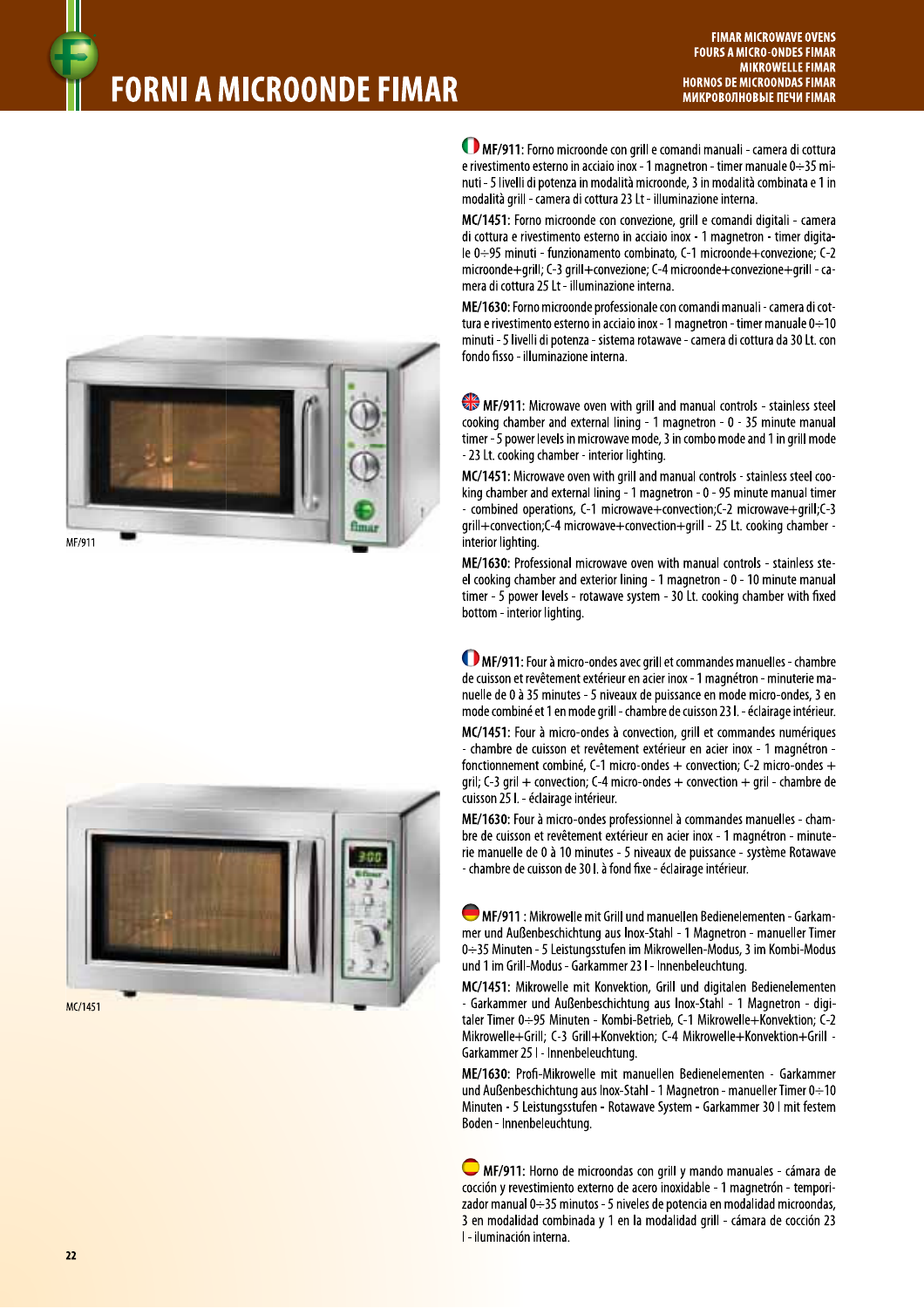# FORNI A MICROONDE FIMAR

FIMAR MICROWAVE OVENS
FOURS A MICRO-ONDES FIMAR
MIKROWELLE FIMAR
HORNOS DE MICROONDAS FIMAR
МИКРОВОЛНОВЫЕ ПЕЧИ FIMAR

MF/911

MC/1451

**MF/911:** Forno microonde con grill e comandi manuali - camera di cottura e rivestimento esterno in acciaio inox - 1 magnetron - timer manuale 0÷35 minuti - 5 livelli di potenza in modalità microonde, 3 in modalità combinata e 1 in modalità grill - camera di cottura 23 Lt - illuminazione interna.

**MC/1451:** Forno microonde con convezione, grill e comandi digitali - camera di cottura e rivestimento esterno in acciaio inox - 1 magnetron - timer digitale 0÷95 minuti - funzionamento combinato, C-1 microonde+convezione; C-2 microonde+grill; C-3 grill+convezione; C-4 microonde+convezione+grill - camera di cottura 25 Lt - illuminazione interna.

**ME/1630:** Forno microonde professionale con comandi manuali - camera di cottura e rivestimento esterno in acciaio inox - 1 magnetron - timer manuale 0÷10 minuti - 5 livelli di potenza - sistema rotawave - camera di cottura da 30 Lt. con fondo fisso - illuminazione interna.

**MF/911:** Microwave oven with grill and manual controls - stainless steel cooking chamber and external lining - 1 magnetron - 0 - 35 minute manual timer - 5 power levels in microwave mode, 3 in combo mode and 1 in grill mode - 23 Lt. cooking chamber - interior lighting.

**MC/1451:** Microwave oven with grill and manual controls - stainless steel cooking chamber and external lining - 1 magnetron - 0 - 95 minute manual timer - combined operations, C-1 microwave+convection;C-2 microwave+grill;C-3 grill+convection;C-4 microwave+convection+grill - 25 Lt. cooking chamber - interior lighting.

**ME/1630:** Professional microwave oven with manual controls - stainless steel cooking chamber and exterior lining - 1 magnetron - 0 - 10 minute manual timer - 5 power levels - rotawave system - 30 Lt. cooking chamber with fixed bottom - interior lighting.

**MF/911:** Four à micro-ondes avec grill et commandes manuelles - chambre de cuisson et revêtement extérieur en acier inox - 1 magnétron - minuterie manuelle de 0 à 35 minutes - 5 niveaux de puissance en mode micro-ondes, 3 en mode combiné et 1 en mode grill - chambre de cuisson 23 l. - éclairage intérieur.

**MC/1451:** Four à micro-ondes à convection, grill et commandes numériques - chambre de cuisson et revêtement extérieur en acier inox - 1 magnétron - fonctionnement combiné, C-1 micro-ondes + convection; C-2 micro-ondes + gril; C-3 gril + convection; C-4 micro-ondes + convection + gril - chambre de cuisson 25 l. - éclairage intérieur.

**ME/1630:** Four à micro-ondes professionnel à commandes manuelles - chambre de cuisson et revêtement extérieur en acier inox - 1 magnétron - minuterie manuelle de 0 à 10 minutes - 5 niveaux de puissance - système Rotawave - chambre de cuisson de 30 l. à fond fixe - éclairage intérieur.

**MF/911 :** Mikrowelle mit Grill und manuellen Bedienelementen - Garkammer und Außenbeschichtung aus Inox-Stahl - 1 Magnetron - manueller Timer 0÷35 Minuten - 5 Leistungsstufen im Mikrowellen-Modus, 3 im Kombi-Modus und 1 im Grill-Modus - Garkammer 23 l - Innenbeleuchtung.

**MC/1451:** Mikrowelle mit Konvektion, Grill und digitalen Bedienelementen - Garkammer und Außenbeschichtung aus Inox-Stahl - 1 Magnetron - digitaler Timer 0÷95 Minuten - Kombi-Betrieb, C-1 Mikrowelle+Konvektion; C-2 Mikrowelle+Grill; C-3 Grill+Konvektion; C-4 Mikrowelle+Konvektion+Grill - Garkammer 25 l - Innenbeleuchtung.

**ME/1630:** Profi-Mikrowelle mit manuellen Bedienelementen - Garkammer und Außenbeschichtung aus Inox-Stahl - 1 Magnetron - manueller Timer 0÷10 Minuten - 5 Leistungsstufen - Rotawave System - Garkammer 30 l mit festem Boden - Innenbeleuchtung.

**MF/911:** Horno de microondas con grill y mando manuales - cámara de cocción y revestimiento externo de acero inoxidable - 1 magnetrón - temporizador manual 0÷35 minutos - 5 niveles de potencia en modalidad microondas, 3 en modalidad combinada y 1 en la modalidad grill - cámara de cocción 23 l - iluminación interna.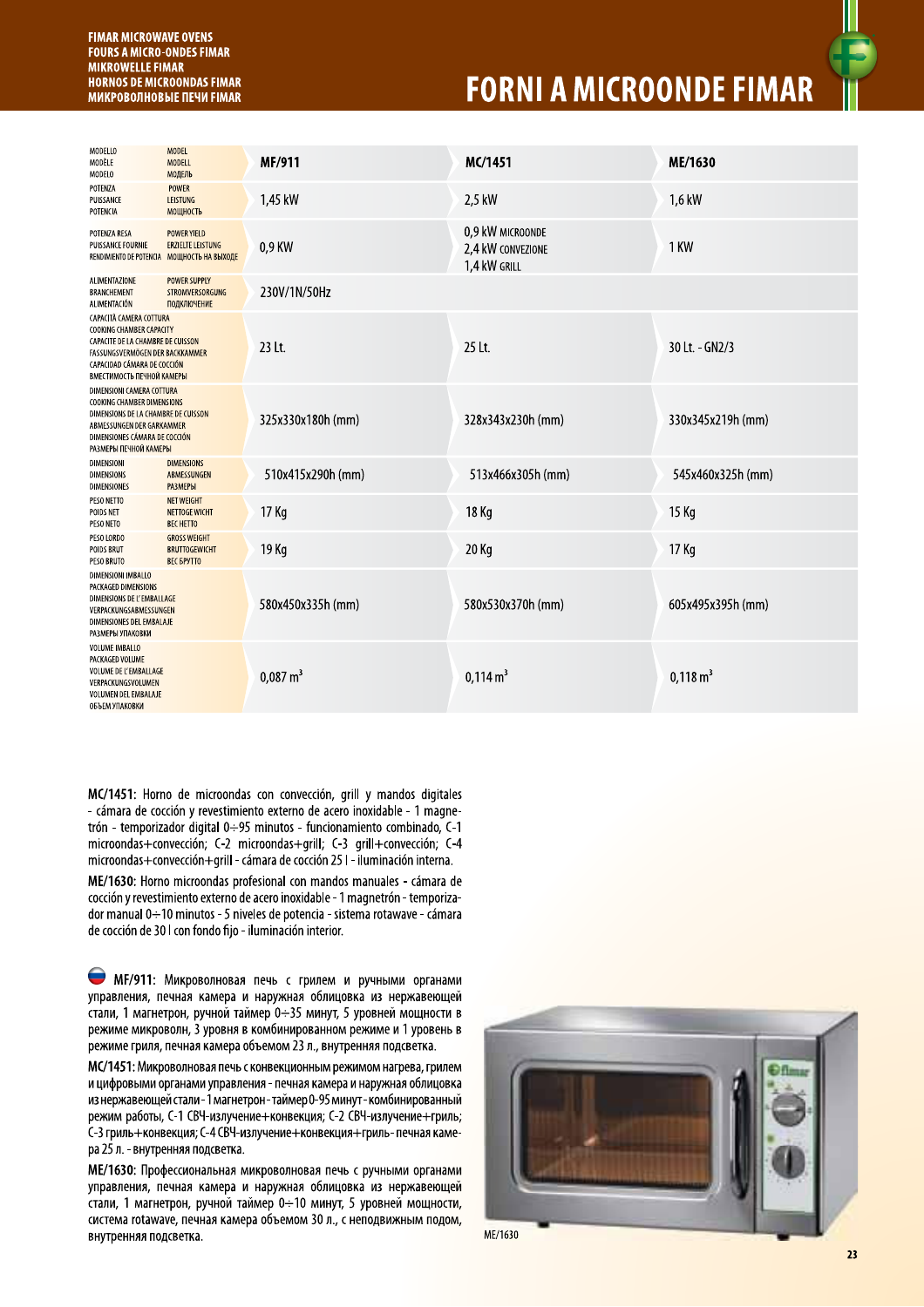FIMAR MICROWAVE OVENS
FOURS A MICRO-ONDES FIMAR
MIKROWELLE FIMAR
HORNOS DE MICROONDAS FIMAR
МИКРОВОЛНОВЫЕ ПЕЧИ FIMAR

# FORNI A MICROONDE FIMAR

| MODELLO / MODÈLE / MODELO — MODEL / MODELL / МОДЕЛЬ | MF/911 | MC/1451 | ME/1630 |
|---|---|---|---|
| POTENZA / PUISSANCE / POTENCIA — POWER / LEISTUNG / МОЩНОСТЬ | 1,45 kW | 2,5 kW | 1,6 kW |
| POTENZA RESA / PUISSANCE FOURNIE / RENDIMIENTO DE POTENCIA — POWER YIELD / ERZIELTE LEISTUNG / МОЩНОСТЬ НА ВЫХОДЕ | 0,9 KW | 0,9 kW MICROONDE<br>2,4 kW CONVEZIONE<br>1,4 kW GRILL | 1 KW |
| ALIMENTAZIONE / BRANCHEMENT / ALIMENTACIÓN — POWER SUPPLY / STROMVERSORGUNG / ПОДКЛЮЧЕНИЕ | 230V/1N/50Hz | | |
| CAPACITÀ CAMERA COTTURA / COOKING CHAMBER CAPACITY / CAPACITE DE LA CHAMBRE DE CUISSON / FASSUNGSVERMÖGEN DER BACKKAMMER / CAPACIDAD CÁMARA DE COCCIÓN / ВМЕСТИМОСТЬ ПЕЧНОЙ КАМЕРЫ | 23 Lt. | 25 Lt. | 30 Lt. - GN2/3 |
| DIMENSIONI CAMERA COTTURA / COOKING CHAMBER DIMENSIONS / DIMENSIONS DE LA CHAMBRE DE CUISSON / ABMESSUNGEN DER GARKAMMER / DIMENSIONES CÁMARA DE COCCIÓN / РАЗМЕРЫ ПЕЧНОЙ КАМЕРЫ | 325x330x180h (mm) | 328x343x230h (mm) | 330x345x219h (mm) |
| DIMENSIONI / DIMENSIONS / DIMENSIONES — DIMENSIONS / ABMESSUNGEN / РАЗМЕРЫ | 510x415x290h (mm) | 513x466x305h (mm) | 545x460x325h (mm) |
| PESO NETTO / POIDS NET / PESO NETO — NET WEIGHT / NETTOGE WICHT / ВЕС НЕТТО | 17 Kg | 18 Kg | 15 Kg |
| PESO LORDO / POIDS BRUT / PESO BRUTO — GROSS WEIGHT / BRUTTOGEWICHT / ВЕС БРУТТО | 19 Kg | 20 Kg | 17 Kg |
| DIMENSIONI IMBALLO / PACKAGED DIMENSIONS / DIMENSIONS DE L'EMBALLAGE / VERPACKUNGSABMESSUNGEN / DIMENSIONES DEL EMBALAJE / РАЗМЕРЫ УПАКОВКИ | 580x450x335h (mm) | 580x530x370h (mm) | 605x495x395h (mm) |
| VOLUME IMBALLO / PACKAGED VOLUME / VOLUME DE L'EMBALLAGE / VERPACKUNGSVOLUMEN / VOLUMEN DEL EMBALAJE / ОБЪЕМ УПАКОВКИ | 0,087 m³ | 0,114 m³ | 0,118 m³ |

**MC/1451:** Horno de microondas con convección, grill y mandos digitales - cámara de cocción y revestimiento externo de acero inoxidable - 1 magnetrón - temporizador digital 0÷95 minutos - funcionamiento combinado, C-1 microondas+convección; C-2 microondas+grill; C-3 grill+convección; C-4 microondas+convección+grill - cámara de cocción 25 l - iluminación interna.

**ME/1630:** Horno microondas profesional con mandos manuales - cámara de cocción y revestimiento externo de acero inoxidable - 1 magnetrón - temporizador manual 0÷10 minutos - 5 niveles de potencia - sistema rotawave - cámara de cocción de 30 l con fondo fijo - iluminación interior.

**MF/911:** Микроволновая печь с грилем и ручными органами управления, печная камера и наружная облицовка из нержавеющей стали, 1 магнетрон, ручной таймер 0÷35 минут, 5 уровней мощности в режиме микроволн, 3 уровня в комбинированном режиме и 1 уровень в режиме гриля, печная камера объемом 23 л., внутренняя подсветка.

**MC/1451:** Микроволновая печь с конвекционным режимом нагрева, грилем и цифровыми органами управления - печная камера и наружная облицовка из нержавеющей стали - 1 магнетрон - таймер 0-95 минут - комбинированный режим работы, C-1 СВЧ-излучение+конвекция; C-2 СВЧ-излучение+гриль; C-3 гриль+конвекция; C-4 СВЧ-излучение+конвекция+гриль - печная камера 25 л. - внутренняя подсветка.

**ME/1630:** Профессиональная микроволновая печь с ручными органами управления, печная камера и наружная облицовка из нержавеющей стали, 1 магнетрон, ручной таймер 0÷10 минут, 5 уровней мощности, система rotawave, печная камера объемом 30 л., с неподвижным подом, внутренняя подсветка.

ME/1630